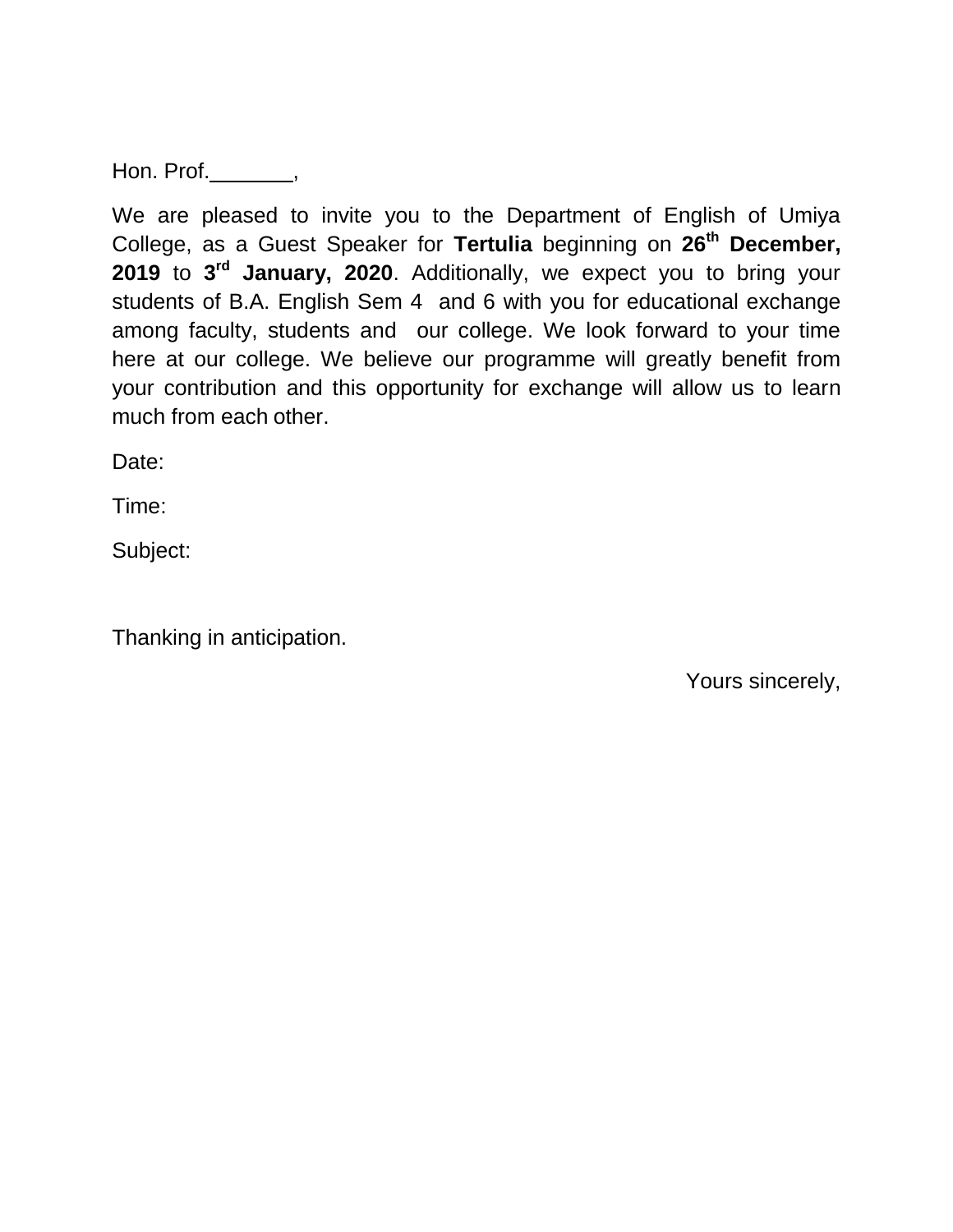Hon. Prof.\_\_\_\_\_\_\_,

We are pleased to invite you to the Department of English of Umiya College, as a Guest Speaker for **Tertulia** beginning on **26th December, 2019** to **3rd January, 2020**. Additionally, we expect you to bring your students of B.A. English Sem 4 and 6 with you for educational exchange among faculty, students and our college. We look forward to your time here at our college. We believe our programme will greatly benefit from your contribution and this opportunity for exchange will allow us to learn much from each other.

Date:

Time:

Subject:

Thanking in anticipation.

Yours sincerely,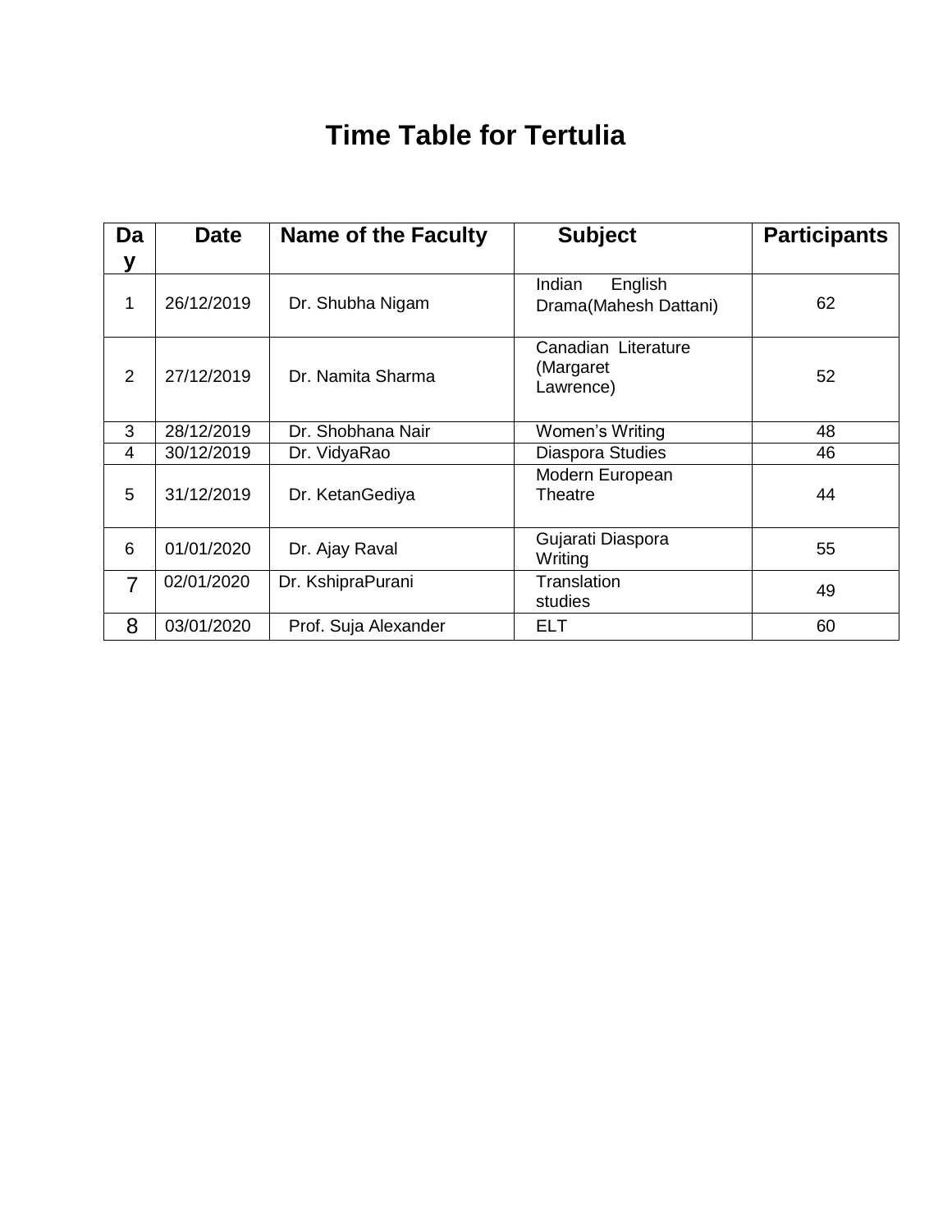# Time Table for Tertulia

| Day | Date | Name of the Faculty | Subject | Participants |
|---|---|---|---|---|
| 1 | 26/12/2019 | Dr. Shubha Nigam | Indian English Drama(Mahesh Dattani) | 62 |
| 2 | 27/12/2019 | Dr. Namita Sharma | Canadian Literature (Margaret Lawrence) | 52 |
| 3 | 28/12/2019 | Dr. Shobhana Nair | Women's Writing | 48 |
| 4 | 30/12/2019 | Dr. VidyaRao | Diaspora Studies | 46 |
| 5 | 31/12/2019 | Dr. KetanGediya | Modern European Theatre | 44 |
| 6 | 01/01/2020 | Dr. Ajay Raval | Gujarati Diaspora Writing | 55 |
| 7 | 02/01/2020 | Dr. KshipraPurani | Translation studies | 49 |
| 8 | 03/01/2020 | Prof. Suja Alexander | ELT | 60 |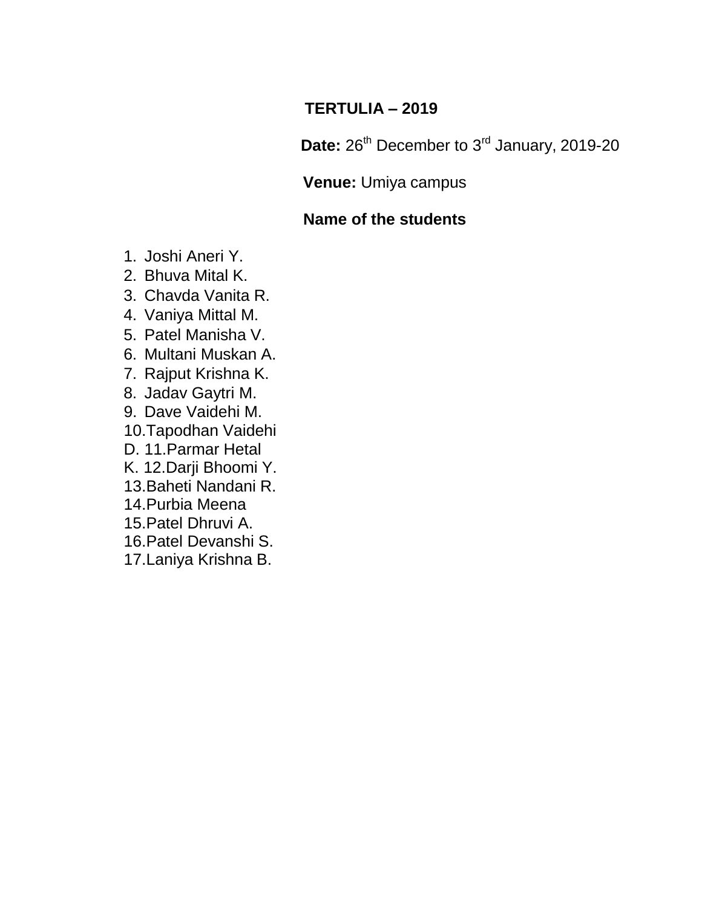**TERTULIA – 2019**

**Date:** 26th December to 3rd January, 2019-20

**Venue:** Umiya campus

**Name of the students**

1. Joshi Aneri Y.
2. Bhuva Mital K.
3. Chavda Vanita R.
4. Vaniya Mittal M.
5. Patel Manisha V.
6. Multani Muskan A.
7. Rajput Krishna K.
8. Jadav Gaytri M.
9. Dave Vaidehi M.
10. Tapodhan Vaidehi D.
11. Parmar Hetal K.
12. Darji Bhoomi Y.
13. Baheti Nandani R.
14. Purbia Meena
15. Patel Dhruvi A.
16. Patel Devanshi S.
17. Laniya Krishna B.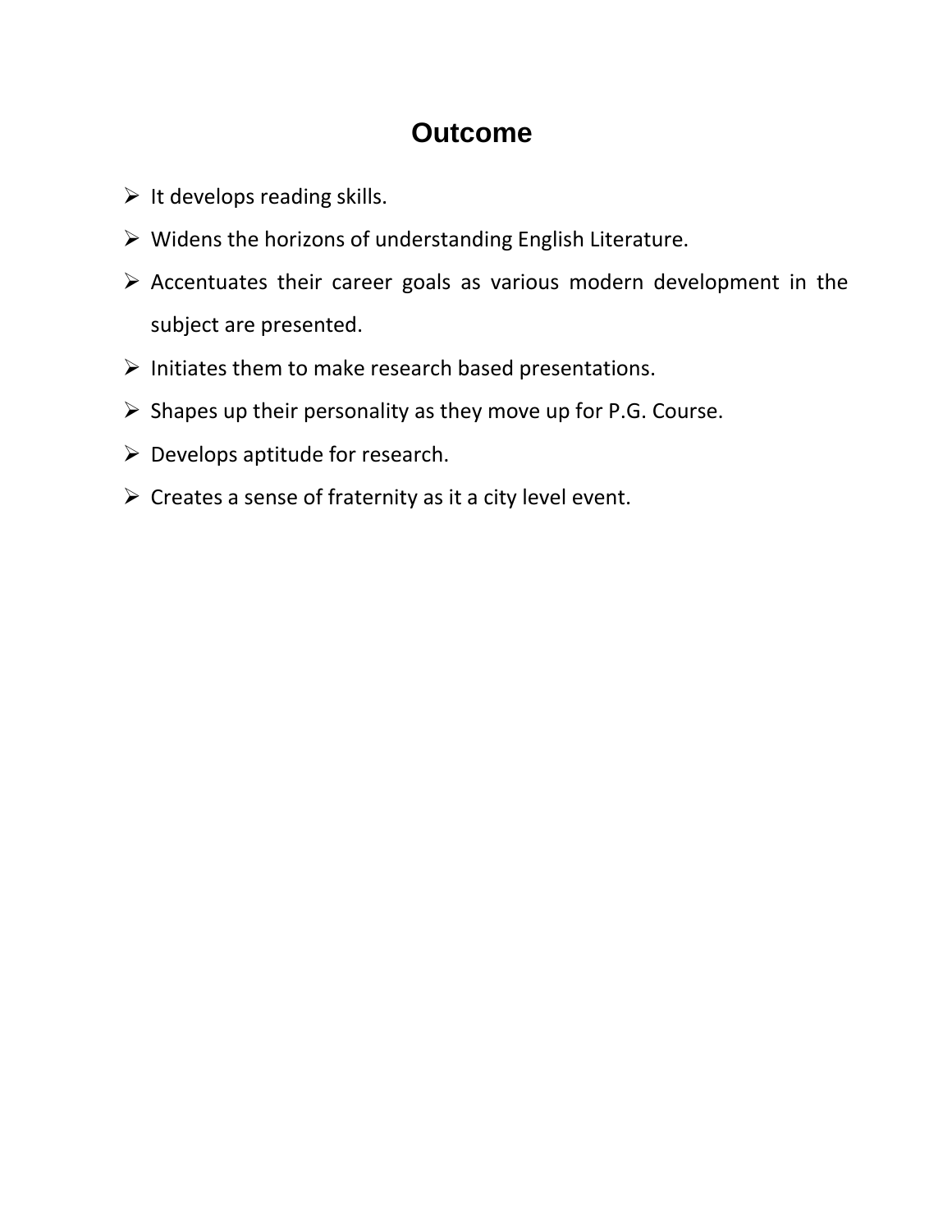# Outcome

- It develops reading skills.
- Widens the horizons of understanding English Literature.
- Accentuates their career goals as various modern development in the subject are presented.
- Initiates them to make research based presentations.
- Shapes up their personality as they move up for P.G. Course.
- Develops aptitude for research.
- Creates a sense of fraternity as it a city level event.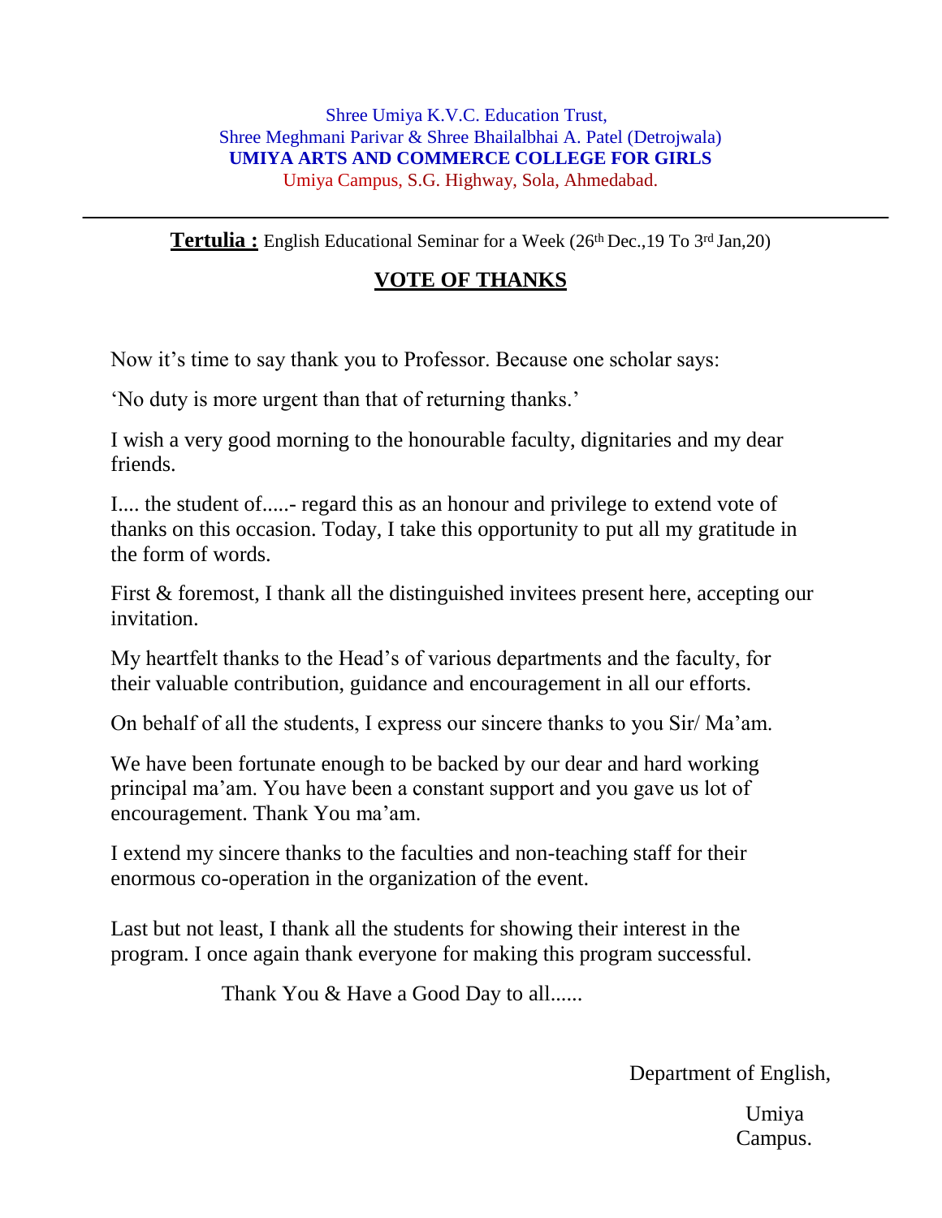Shree Umiya K.V.C. Education Trust,
Shree Meghmani Parivar & Shree Bhailalbhai A. Patel (Detrojwala)
**UMIYA ARTS AND COMMERCE COLLEGE FOR GIRLS**
Umiya Campus, S.G. Highway, Sola, Ahmedabad.

---

**Tertulia :** English Educational Seminar for a Week (26th Dec.,19 To 3rd Jan,20)

## VOTE OF THANKS

Now it's time to say thank you to Professor. Because one scholar says:

'No duty is more urgent than that of returning thanks.'

I wish a very good morning to the honourable faculty, dignitaries and my dear friends.

I.... the student of.....- regard this as an honour and privilege to extend vote of thanks on this occasion. Today, I take this opportunity to put all my gratitude in the form of words.

First & foremost, I thank all the distinguished invitees present here, accepting our invitation.

My heartfelt thanks to the Head's of various departments and the faculty, for their valuable contribution, guidance and encouragement in all our efforts.

On behalf of all the students, I express our sincere thanks to you Sir/ Ma'am.

We have been fortunate enough to be backed by our dear and hard working principal ma'am. You have been a constant support and you gave us lot of encouragement. Thank You ma'am.

I extend my sincere thanks to the faculties and non-teaching staff for their enormous co-operation in the organization of the event.

Last but not least, I thank all the students for showing their interest in the program. I once again thank everyone for making this program successful.

Thank You & Have a Good Day to all......

Department of English,

Umiya Campus.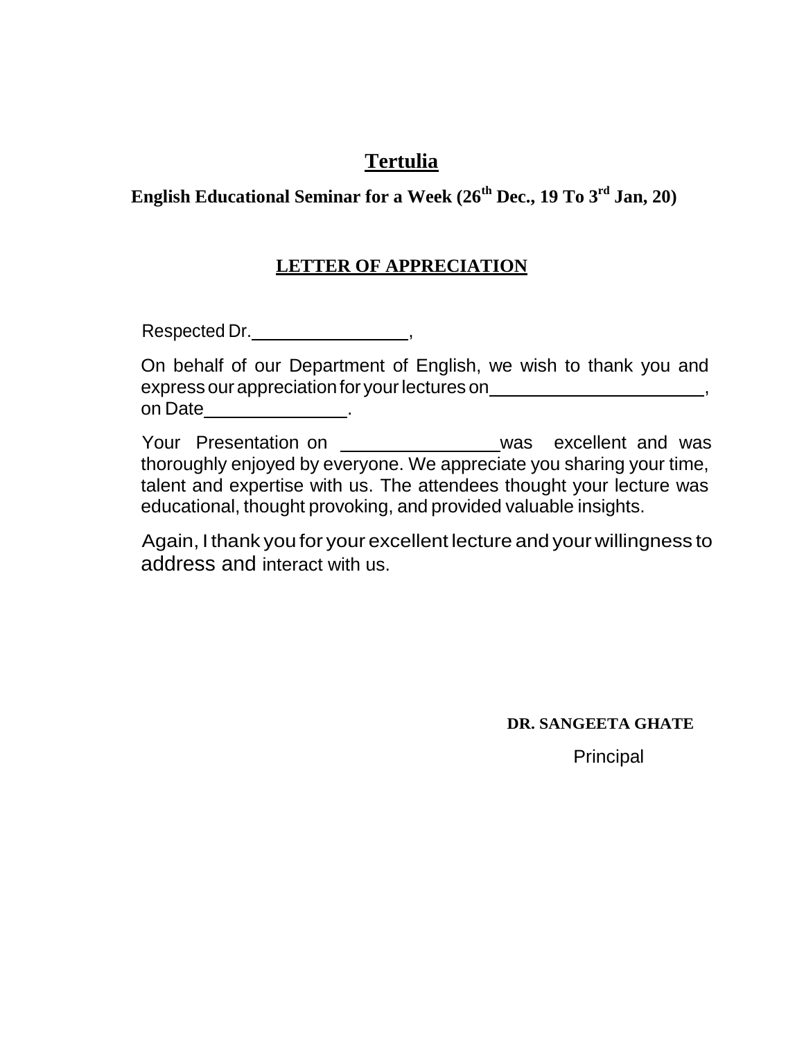# <u>Tertulia</u>

**English Educational Seminar for a Week (26th Dec., 19 To 3rd Jan, 20)**

## <u>LETTER OF APPRECIATION</u>

Respected Dr.________________,

On behalf of our Department of English, we wish to thank you and express our appreciation for your lectures on______________________, on Date______________.

Your Presentation on _______________was excellent and was thoroughly enjoyed by everyone. We appreciate you sharing your time, talent and expertise with us. The attendees thought your lecture was educational, thought provoking, and provided valuable insights.

Again, I thank you for your excellent lecture and your willingness to address and interact with us.

**DR. SANGEETA GHATE**

Principal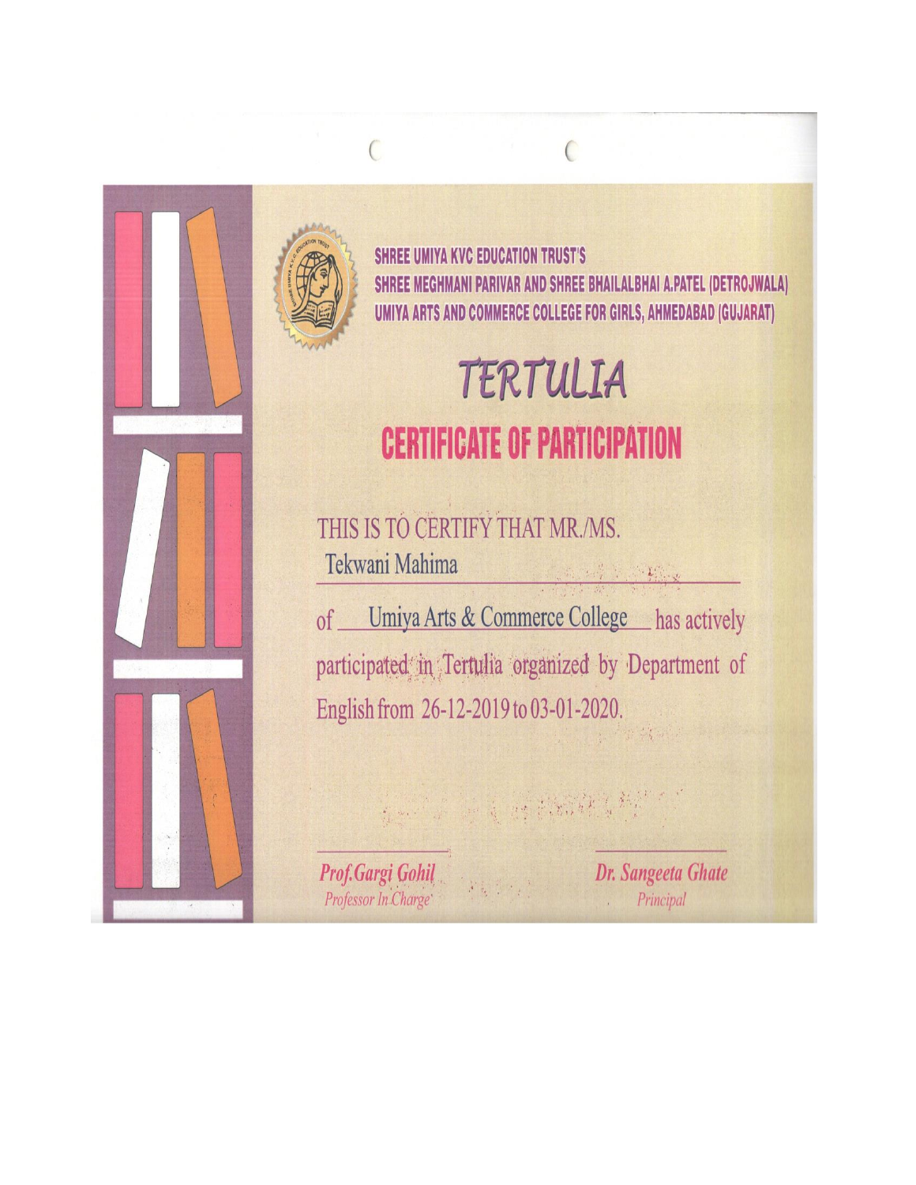SHREE UMIYA KVC EDUCATION TRUST'S

SHREE MEGHMANI PARIVAR AND SHREE BHAILALBHAI A.PATEL (DETROJWALA)

UMIYA ARTS AND COMMERCE COLLEGE FOR GIRLS, AHMEDABAD (GUJARAT)

# TERTULIA

## CERTIFICATE OF PARTICIPATION

THIS IS TO CERTIFY THAT MR./MS. Tekwani Mahima

of Umiya Arts & Commerce College has actively participated in Tertulia organized by Department of English from 26-12-2019 to 03-01-2020.

**Prof.Gargi Gohil**
*Professor In-Charge*

**Dr. Sangeeta Ghate**
*Principal*